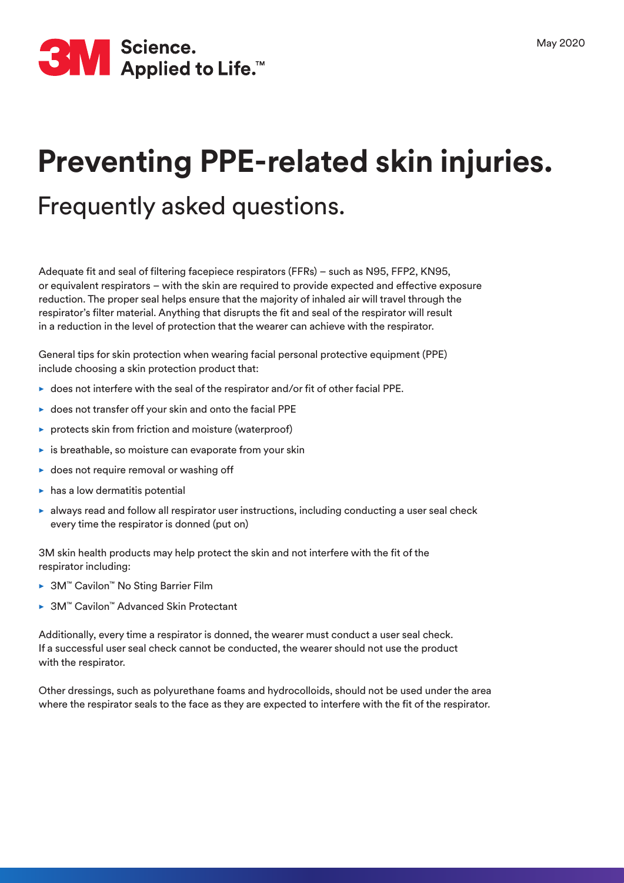# Preventing PPE-related skin injuries.

## Frequently asked questions.

Adequate fit and seal of filtering facepiece respirators (FFRs) – such as N95, FFP2, KN95, or equivalent respirators – with the skin are required to provide expected and effective exposure reduction. The proper seal helps ensure that the majority of inhaled air will travel through the respirator's filter material. Anything that disrupts the fit and seal of the respirator will result in a reduction in the level of protection that the wearer can achieve with the respirator.

General tips for skin protection when wearing facial personal protective equipment (PPE) include choosing a skin protection product that:

- does not interfere with the seal of the respirator and/or fit of other facial PPE.
- does not transfer off your skin and onto the facial PPE
- protects skin from friction and moisture (waterproof)
- is breathable, so moisture can evaporate from your skin
- does not require removal or washing off
- has a low dermatitis potential
- always read and follow all respirator user instructions, including conducting a user seal check every time the respirator is donned (put on)

3M skin health products may help protect the skin and not interfere with the fit of the respirator including:

- 3M™ Cavilon™ No Sting Barrier Film
- 3M™ Cavilon™ Advanced Skin Protectant

Additionally, every time a respirator is donned, the wearer must conduct a user seal check. If a successful user seal check cannot be conducted, the wearer should not use the product with the respirator.

Other dressings, such as polyurethane foams and hydrocolloids, should not be used under the area where the respirator seals to the face as they are expected to interfere with the fit of the respirator.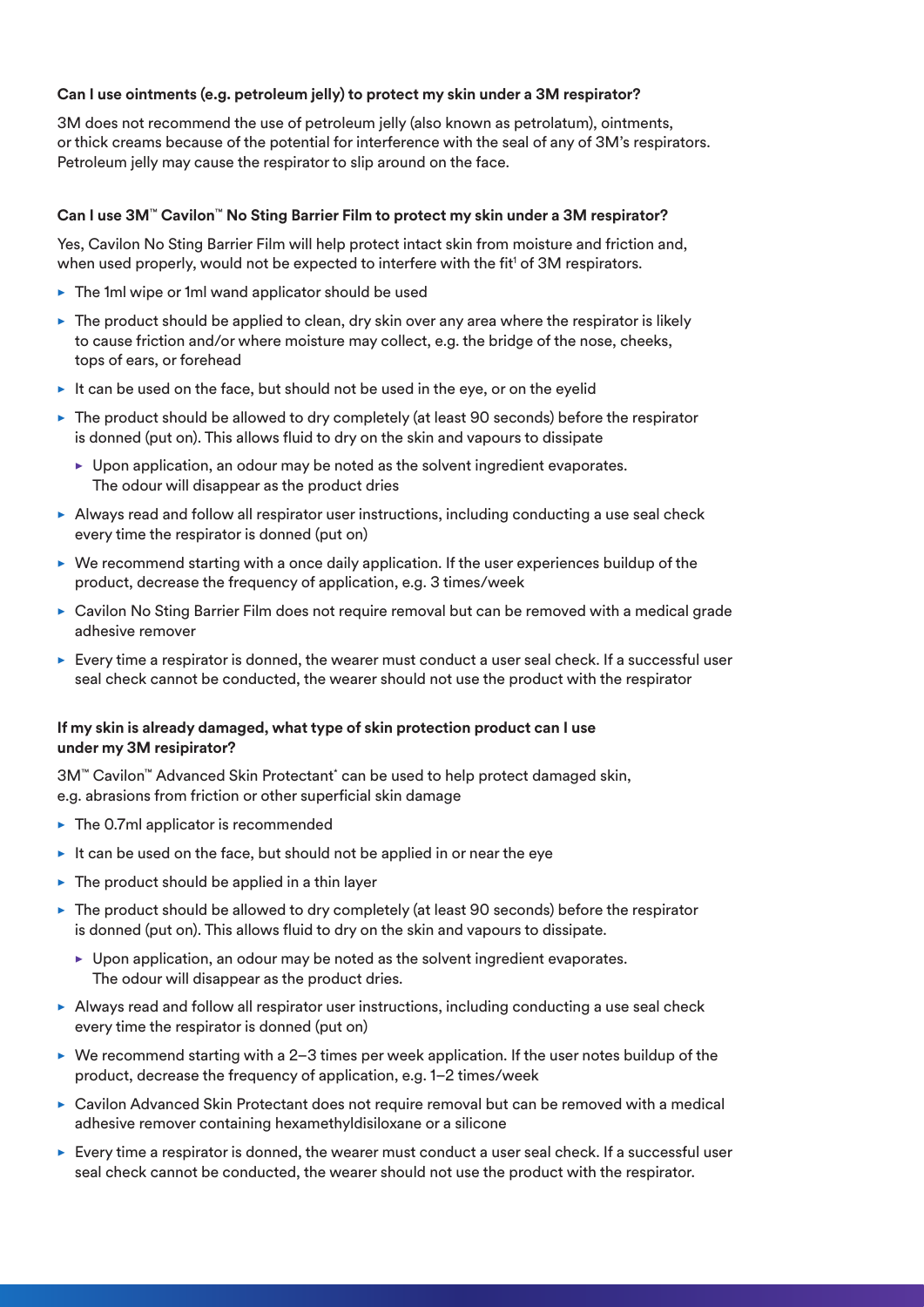### Can I use ointments (e.g. petroleum jelly) to protect my skin under a 3M respirator?

3M does not recommend the use of petroleum jelly (also known as petrolatum), ointments, or thick creams because of the potential for interference with the seal of any of 3M's respirators. Petroleum jelly may cause the respirator to slip around on the face.

### Can I use 3M™ Cavilon™ No Sting Barrier Film to protect my skin under a 3M respirator?

Yes, Cavilon No Sting Barrier Film will help protect intact skin from moisture and friction and, when used properly, would not be expected to interfere with the fit[1] of 3M respirators.

- The 1ml wipe or 1ml wand applicator should be used
- The product should be applied to clean, dry skin over any area where the respirator is likely to cause friction and/or where moisture may collect, e.g. the bridge of the nose, cheeks, tops of ears, or forehead
- It can be used on the face, but should not be used in the eye, or on the eyelid
- The product should be allowed to dry completely (at least 90 seconds) before the respirator is donned (put on). This allows fluid to dry on the skin and vapours to dissipate
  - Upon application, an odour may be noted as the solvent ingredient evaporates. The odour will disappear as the product dries
- Always read and follow all respirator user instructions, including conducting a use seal check every time the respirator is donned (put on)
- We recommend starting with a once daily application. If the user experiences buildup of the product, decrease the frequency of application, e.g. 3 times/week
- Cavilon No Sting Barrier Film does not require removal but can be removed with a medical grade adhesive remover
- Every time a respirator is donned, the wearer must conduct a user seal check. If a successful user seal check cannot be conducted, the wearer should not use the product with the respirator

### If my skin is already damaged, what type of skin protection product can I use under my 3M resipirator?

3M™ Cavilon™ Advanced Skin Protectant* can be used to help protect damaged skin, e.g. abrasions from friction or other superficial skin damage

- The 0.7ml applicator is recommended
- It can be used on the face, but should not be applied in or near the eye
- The product should be applied in a thin layer
- The product should be allowed to dry completely (at least 90 seconds) before the respirator is donned (put on). This allows fluid to dry on the skin and vapours to dissipate.
  - Upon application, an odour may be noted as the solvent ingredient evaporates. The odour will disappear as the product dries.
- Always read and follow all respirator user instructions, including conducting a use seal check every time the respirator is donned (put on)
- We recommend starting with a 2–3 times per week application. If the user notes buildup of the product, decrease the frequency of application, e.g. 1–2 times/week
- Cavilon Advanced Skin Protectant does not require removal but can be removed with a medical adhesive remover containing hexamethyldisiloxane or a silicone
- Every time a respirator is donned, the wearer must conduct a user seal check. If a successful user seal check cannot be conducted, the wearer should not use the product with the respirator.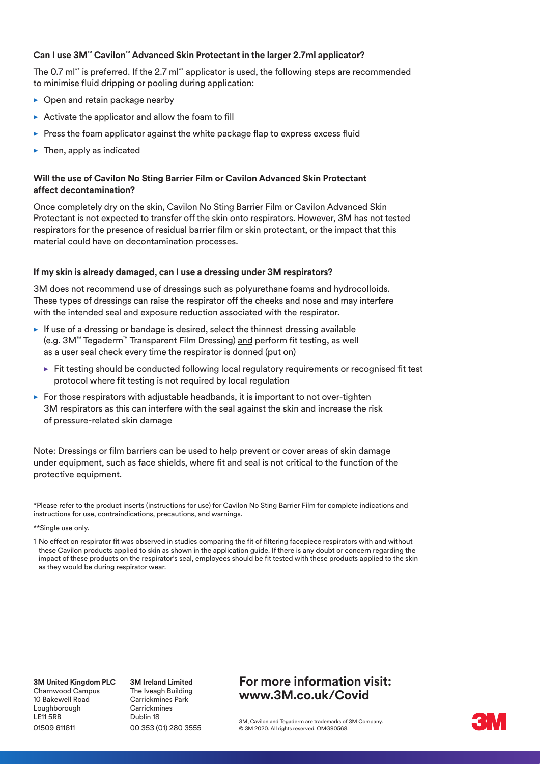### Can I use 3M™ Cavilon™ Advanced Skin Protectant in the larger 2.7ml applicator?

The 0.7 ml** is preferred. If the 2.7 ml** applicator is used, the following steps are recommended to minimise fluid dripping or pooling during application:

- Open and retain package nearby
- Activate the applicator and allow the foam to fill
- Press the foam applicator against the white package flap to express excess fluid
- Then, apply as indicated

### Will the use of Cavilon No Sting Barrier Film or Cavilon Advanced Skin Protectant affect decontamination?

Once completely dry on the skin, Cavilon No Sting Barrier Film or Cavilon Advanced Skin Protectant is not expected to transfer off the skin onto respirators. However, 3M has not tested respirators for the presence of residual barrier film or skin protectant, or the impact that this material could have on decontamination processes.

### If my skin is already damaged, can I use a dressing under 3M respirators?

3M does not recommend use of dressings such as polyurethane foams and hydrocolloids. These types of dressings can raise the respirator off the cheeks and nose and may interfere with the intended seal and exposure reduction associated with the respirator.

- If use of a dressing or bandage is desired, select the thinnest dressing available (e.g. 3M™ Tegaderm™ Transparent Film Dressing) <u>and</u> perform fit testing, as well as a user seal check every time the respirator is donned (put on)
  - Fit testing should be conducted following local regulatory requirements or recognised fit test protocol where fit testing is not required by local regulation
- For those respirators with adjustable headbands, it is important to not over-tighten 3M respirators as this can interfere with the seal against the skin and increase the risk of pressure-related skin damage

Note: Dressings or film barriers can be used to help prevent or cover areas of skin damage under equipment, such as face shields, where fit and seal is not critical to the function of the protective equipment.

*Please refer to the product inserts (instructions for use) for Cavilon No Sting Barrier Film for complete indications and instructions for use, contraindications, precautions, and warnings.

**Single use only.

1 No effect on respirator fit was observed in studies comparing the fit of filtering facepiece respirators with and without these Cavilon products applied to skin as shown in the application guide. If there is any doubt or concern regarding the impact of these products on the respirator's seal, employees should be fit tested with these products applied to the skin as they would be during respirator wear.

**3M United Kingdom PLC**
Charnwood Campus
10 Bakewell Road
Loughborough
LE11 5RB
01509 611611

**3M Ireland Limited**
The Iveagh Building
Carrickmines Park
Carrickmines
Dublin 18
00 353 (01) 280 3555

## For more information visit: www.3M.co.uk/Covid

3M, Cavilon and Tegaderm are trademarks of 3M Company.
© 3M 2020. All rights reserved. OMG90568.